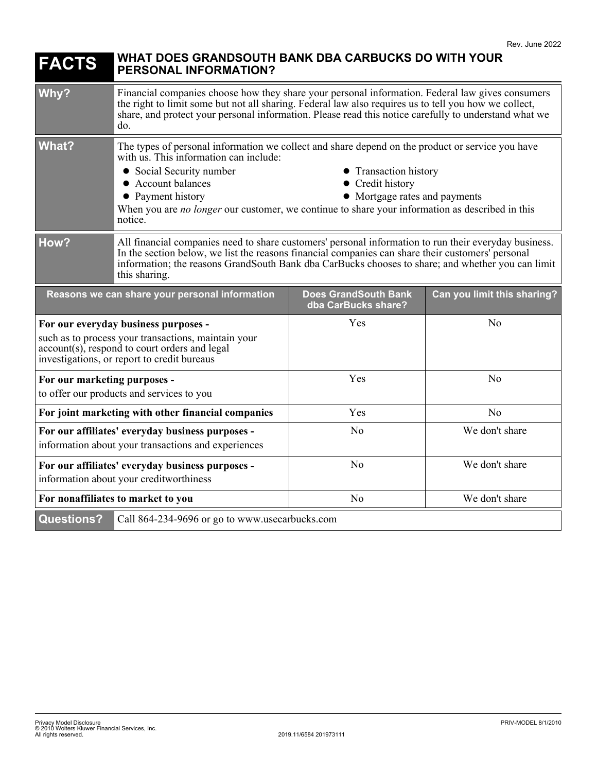Rev. June 2022

# FACTS — WHAT DOES GRANDSOUTH BANK DBA CARBUCKS DO WITH YOUR PERSONAL INFORMATION?

| | |
|---|---|
| **Why?** | Financial companies choose how they share your personal information. Federal law gives consumers the right to limit some but not all sharing. Federal law also requires us to tell you how we collect, share, and protect your personal information. Please read this notice carefully to understand what we do. |
| **What?** | The types of personal information we collect and share depend on the product or service you have with us. This information can include:<br>• Social Security number<br>• Account balances<br>• Payment history<br>• Transaction history<br>• Credit history<br>• Mortgage rates and payments<br>When you are *no longer* our customer, we continue to share your information as described in this notice. |
| **How?** | All financial companies need to share customers' personal information to run their everyday business. In the section below, we list the reasons financial companies can share their customers' personal information; the reasons GrandSouth Bank dba CarBucks chooses to share; and whether you can limit this sharing. |

| Reasons we can share your personal information | Does GrandSouth Bank dba CarBucks share? | Can you limit this sharing? |
|---|---|---|
| **For our everyday business purposes -** such as to process your transactions, maintain your account(s), respond to court orders and legal investigations, or report to credit bureaus | Yes | No |
| **For our marketing purposes -** to offer our products and services to you | Yes | No |
| **For joint marketing with other financial companies** | Yes | No |
| **For our affiliates' everyday business purposes -** information about your transactions and experiences | No | We don't share |
| **For our affiliates' everyday business purposes -** information about your creditworthiness | No | We don't share |
| **For nonaffiliates to market to you** | No | We don't share |

| | |
|---|---|
| **Questions?** | Call 864-234-9696 or go to www.usecarbucks.com |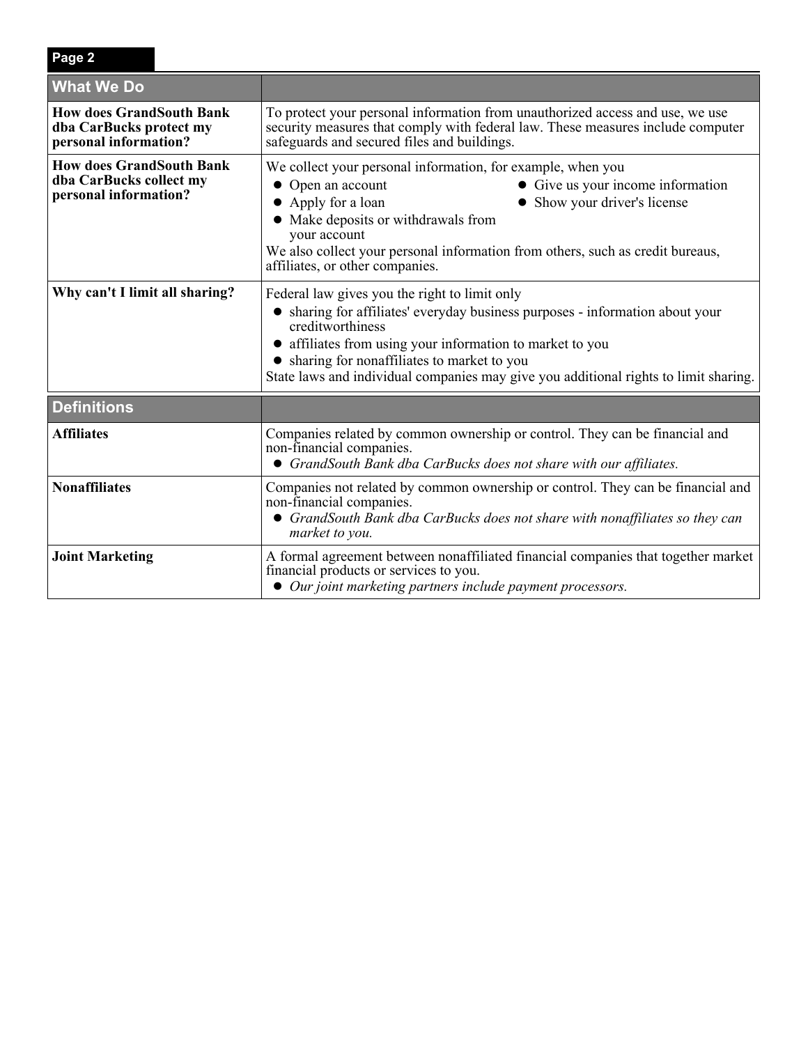| What We Do | |
|---|---|
| **How does GrandSouth Bank dba CarBucks protect my personal information?** | To protect your personal information from unauthorized access and use, we use security measures that comply with federal law. These measures include computer safeguards and secured files and buildings. |
| **How does GrandSouth Bank dba CarBucks collect my personal information?** | We collect your personal information, for example, when you<br>• Open an account<br>• Apply for a loan<br>• Make deposits or withdrawals from your account<br>• Give us your income information<br>• Show your driver's license<br>We also collect your personal information from others, such as credit bureaus, affiliates, or other companies. |
| **Why can't I limit all sharing?** | Federal law gives you the right to limit only<br>• sharing for affiliates' everyday business purposes - information about your creditworthiness<br>• affiliates from using your information to market to you<br>• sharing for nonaffiliates to market to you<br>State laws and individual companies may give you additional rights to limit sharing. |

| Definitions | |
|---|---|
| **Affiliates** | Companies related by common ownership or control. They can be financial and non-financial companies.<br>• *GrandSouth Bank dba CarBucks does not share with our affiliates.* |
| **Nonaffiliates** | Companies not related by common ownership or control. They can be financial and non-financial companies.<br>• *GrandSouth Bank dba CarBucks does not share with nonaffiliates so they can market to you.* |
| **Joint Marketing** | A formal agreement between nonaffiliated financial companies that together market financial products or services to you.<br>• *Our joint marketing partners include payment processors.* |